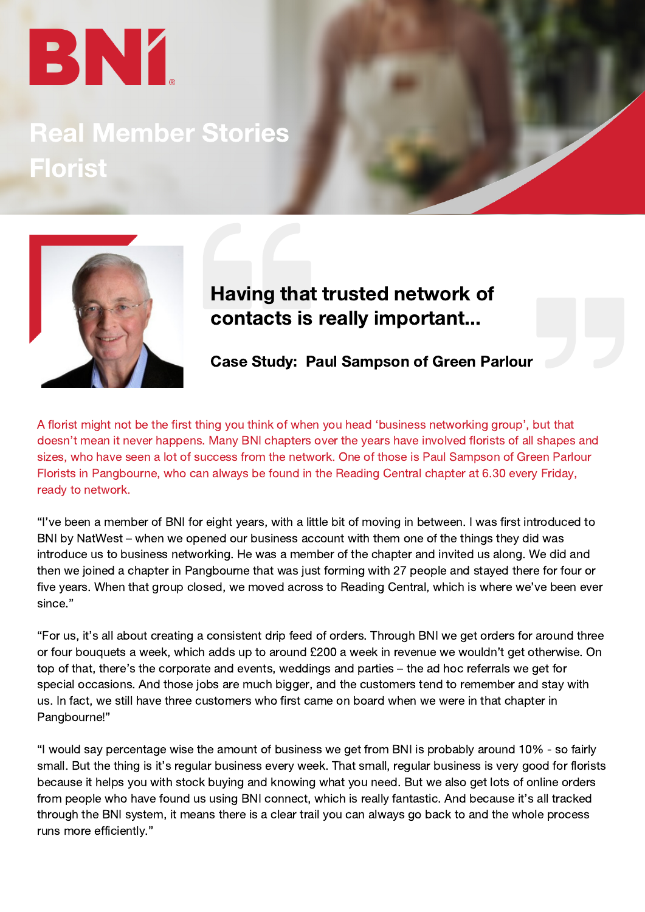BNI

# Real Member Stories
# Florist

## Having that trusted network of contacts is really important...

### Case Study: Paul Sampson of Green Parlour

A florist might not be the first thing you think of when you head 'business networking group', but that doesn't mean it never happens. Many BNI chapters over the years have involved florists of all shapes and sizes, who have seen a lot of success from the network. One of those is Paul Sampson of Green Parlour Florists in Pangbourne, who can always be found in the Reading Central chapter at 6.30 every Friday, ready to network.

"I've been a member of BNI for eight years, with a little bit of moving in between. I was first introduced to BNI by NatWest – when we opened our business account with them one of the things they did was introduce us to business networking. He was a member of the chapter and invited us along. We did and then we joined a chapter in Pangbourne that was just forming with 27 people and stayed there for four or five years. When that group closed, we moved across to Reading Central, which is where we've been ever since."

"For us, it's all about creating a consistent drip feed of orders. Through BNI we get orders for around three or four bouquets a week, which adds up to around £200 a week in revenue we wouldn't get otherwise. On top of that, there's the corporate and events, weddings and parties – the ad hoc referrals we get for special occasions. And those jobs are much bigger, and the customers tend to remember and stay with us. In fact, we still have three customers who first came on board when we were in that chapter in Pangbourne!"

"I would say percentage wise the amount of business we get from BNI is probably around 10% - so fairly small. But the thing is it's regular business every week. That small, regular business is very good for florists because it helps you with stock buying and knowing what you need. But we also get lots of online orders from people who have found us using BNI connect, which is really fantastic. And because it's all tracked through the BNI system, it means there is a clear trail you can always go back to and the whole process runs more efficiently."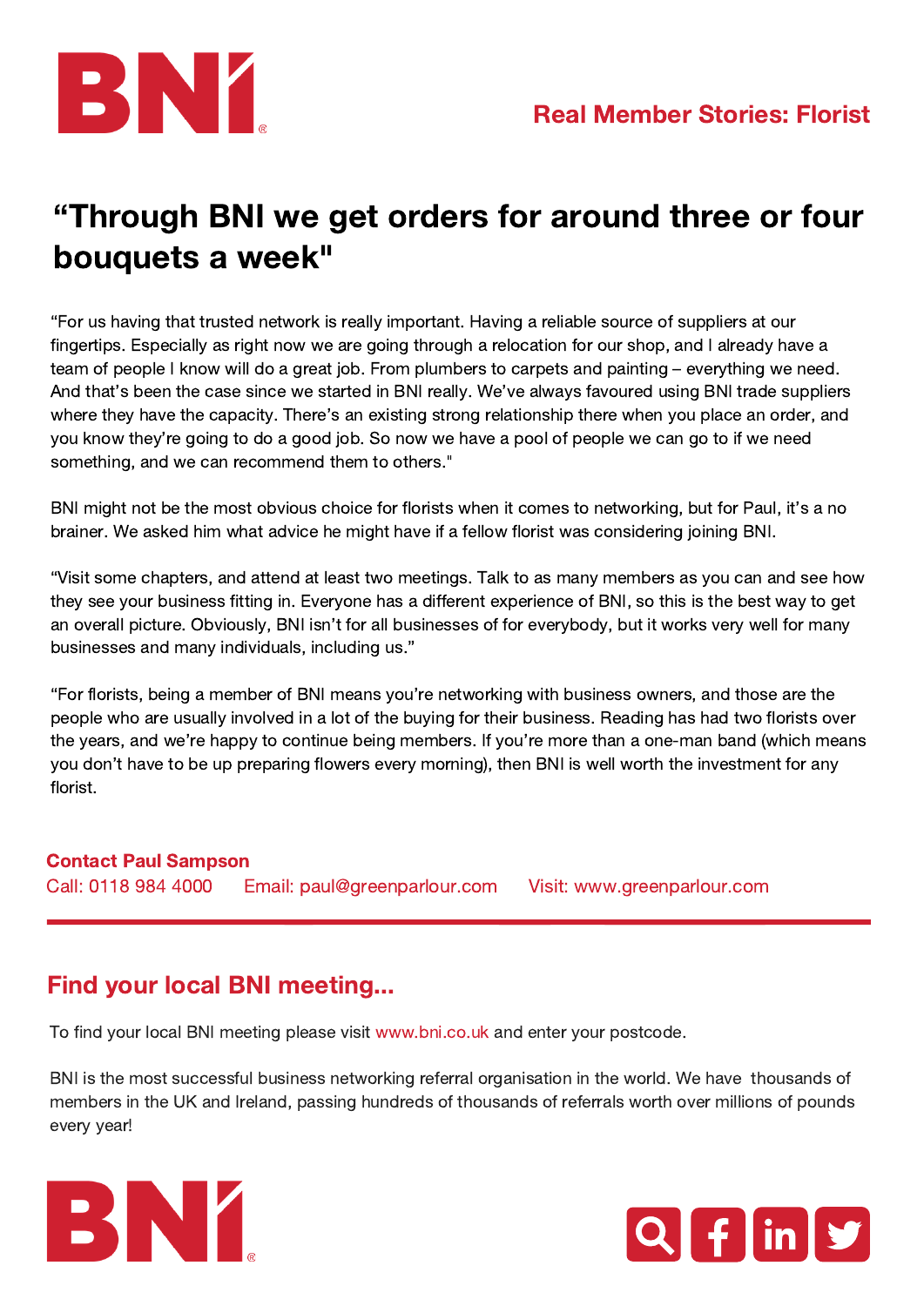## Real Member Stories: Florist

# “Through BNI we get orders for around three or four bouquets a week"

“For us having that trusted network is really important. Having a reliable source of suppliers at our fingertips. Especially as right now we are going through a relocation for our shop, and I already have a team of people I know will do a great job. From plumbers to carpets and painting – everything we need. And that’s been the case since we started in BNI really. We’ve always favoured using BNI trade suppliers where they have the capacity. There’s an existing strong relationship there when you place an order, and you know they’re going to do a good job. So now we have a pool of people we can go to if we need something, and we can recommend them to others."

BNI might not be the most obvious choice for florists when it comes to networking, but for Paul, it’s a no brainer. We asked him what advice he might have if a fellow florist was considering joining BNI.

“Visit some chapters, and attend at least two meetings. Talk to as many members as you can and see how they see your business fitting in. Everyone has a different experience of BNI, so this is the best way to get an overall picture. Obviously, BNI isn’t for all businesses of for everybody, but it works very well for many businesses and many individuals, including us.”

“For florists, being a member of BNI means you’re networking with business owners, and those are the people who are usually involved in a lot of the buying for their business. Reading has had two florists over the years, and we’re happy to continue being members. If you’re more than a one-man band (which means you don’t have to be up preparing flowers every morning), then BNI is well worth the investment for any florist.

**Contact Paul Sampson**

Call: 0118 984 4000    Email: paul@greenparlour.com    Visit: www.greenparlour.com

## Find your local BNI meeting...

To find your local BNI meeting please visit www.bni.co.uk and enter your postcode.

BNI is the most successful business networking referral organisation in the world. We have thousands of members in the UK and Ireland, passing hundreds of thousands of referrals worth over millions of pounds every year!